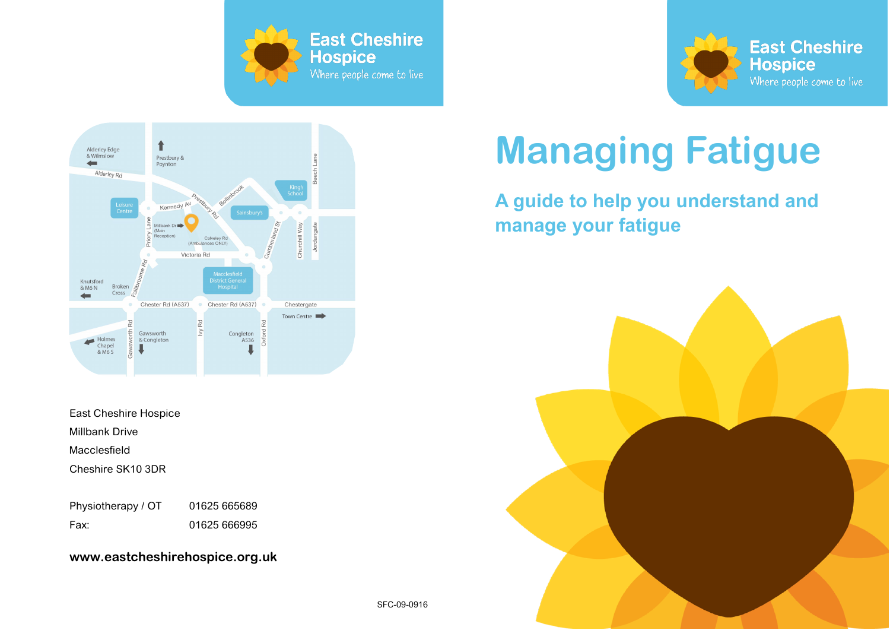East Cheshire Hospice

Where people come to live

East Cheshire Hospice
Millbank Drive
Macclesfield
Cheshire SK10 3DR

| | |
|---|---|
| Physiotherapy / OT | 01625 665689 |
| Fax: | 01625 666995 |

**www.eastcheshirehospice.org.uk**

SFC-09-0916

East Cheshire Hospice

Where people come to live

# Managing Fatigue

## A guide to help you understand and manage your fatigue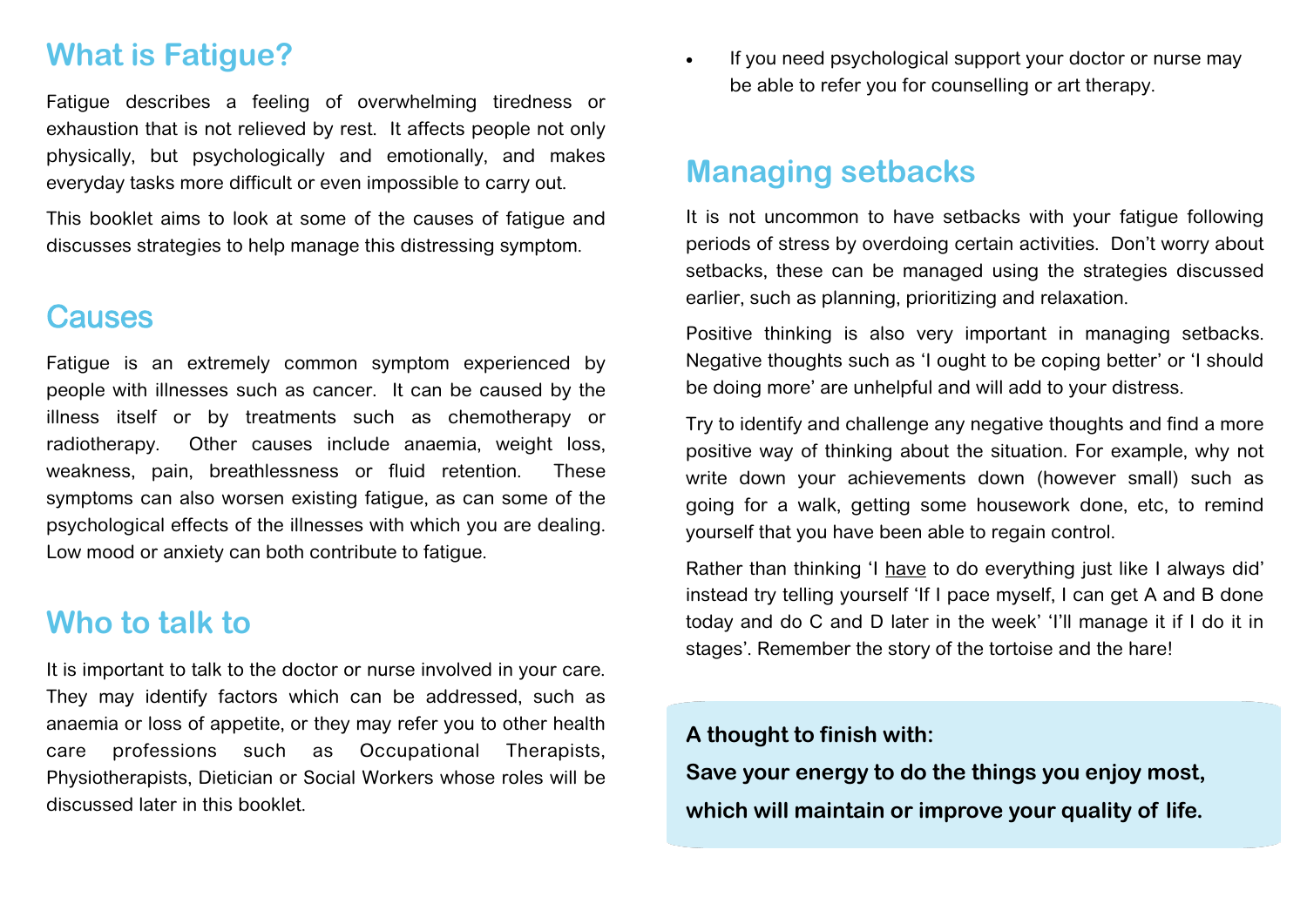## What is Fatigue?

Fatigue describes a feeling of overwhelming tiredness or exhaustion that is not relieved by rest. It affects people not only physically, but psychologically and emotionally, and makes everyday tasks more difficult or even impossible to carry out.

This booklet aims to look at some of the causes of fatigue and discusses strategies to help manage this distressing symptom.

## Causes

Fatigue is an extremely common symptom experienced by people with illnesses such as cancer. It can be caused by the illness itself or by treatments such as chemotherapy or radiotherapy. Other causes include anaemia, weight loss, weakness, pain, breathlessness or fluid retention. These symptoms can also worsen existing fatigue, as can some of the psychological effects of the illnesses with which you are dealing. Low mood or anxiety can both contribute to fatigue.

## Who to talk to

It is important to talk to the doctor or nurse involved in your care. They may identify factors which can be addressed, such as anaemia or loss of appetite, or they may refer you to other health care professions such as Occupational Therapists, Physiotherapists, Dietician or Social Workers whose roles will be discussed later in this booklet.

- If you need psychological support your doctor or nurse may be able to refer you for counselling or art therapy.

## Managing setbacks

It is not uncommon to have setbacks with your fatigue following periods of stress by overdoing certain activities. Don't worry about setbacks, these can be managed using the strategies discussed earlier, such as planning, prioritizing and relaxation.

Positive thinking is also very important in managing setbacks. Negative thoughts such as 'I ought to be coping better' or 'I should be doing more' are unhelpful and will add to your distress.

Try to identify and challenge any negative thoughts and find a more positive way of thinking about the situation. For example, why not write down your achievements down (however small) such as going for a walk, getting some housework done, etc, to remind yourself that you have been able to regain control.

Rather than thinking 'I <u>have</u> to do everything just like I always did' instead try telling yourself 'If I pace myself, I can get A and B done today and do C and D later in the week' 'I'll manage it if I do it in stages'. Remember the story of the tortoise and the hare!

**A thought to finish with:**

**Save your energy to do the things you enjoy most, which will maintain or improve your quality of life.**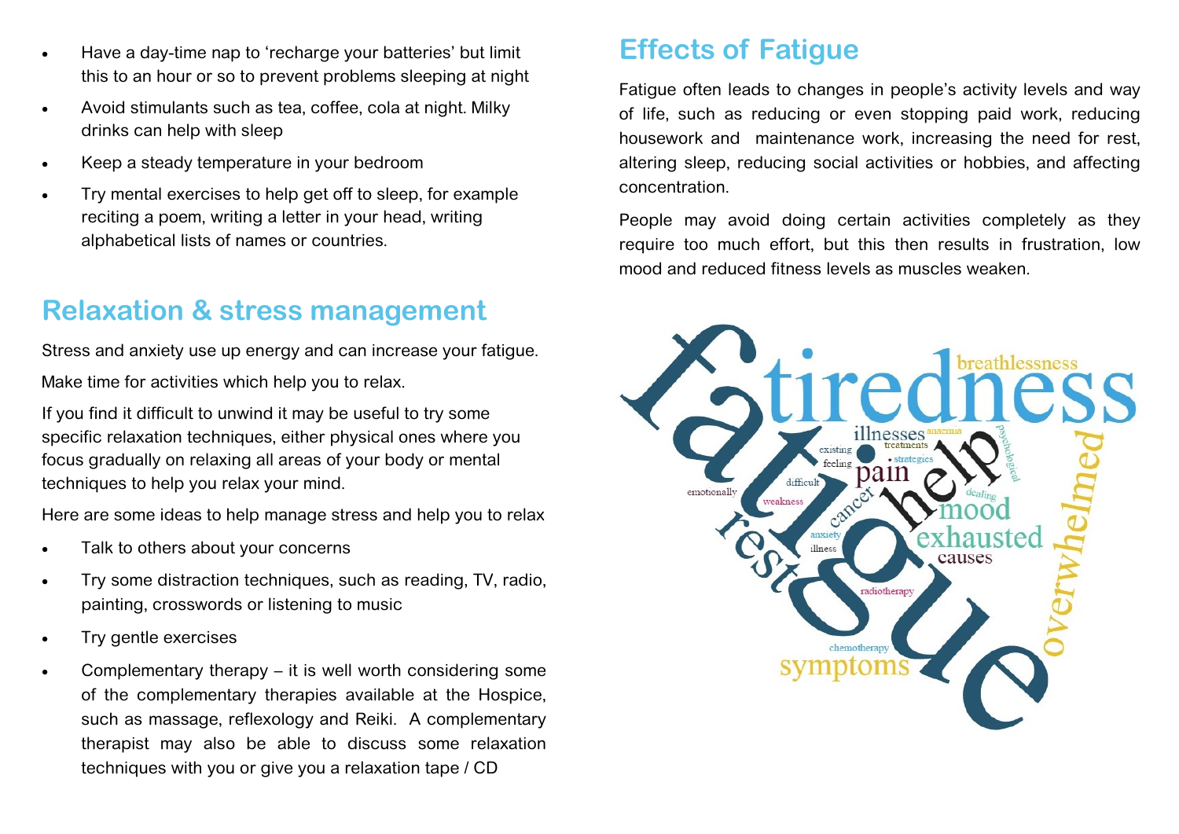- Have a day-time nap to 'recharge your batteries' but limit this to an hour or so to prevent problems sleeping at night
- Avoid stimulants such as tea, coffee, cola at night. Milky drinks can help with sleep
- Keep a steady temperature in your bedroom
- Try mental exercises to help get off to sleep, for example reciting a poem, writing a letter in your head, writing alphabetical lists of names or countries.

## Relaxation & stress management

Stress and anxiety use up energy and can increase your fatigue.

Make time for activities which help you to relax.

If you find it difficult to unwind it may be useful to try some specific relaxation techniques, either physical ones where you focus gradually on relaxing all areas of your body or mental techniques to help you relax your mind.

Here are some ideas to help manage stress and help you to relax

- Talk to others about your concerns
- Try some distraction techniques, such as reading, TV, radio, painting, crosswords or listening to music
- Try gentle exercises
- Complementary therapy – it is well worth considering some of the complementary therapies available at the Hospice, such as massage, reflexology and Reiki. A complementary therapist may also be able to discuss some relaxation techniques with you or give you a relaxation tape / CD

## Effects of Fatigue

Fatigue often leads to changes in people's activity levels and way of life, such as reducing or even stopping paid work, reducing housework and maintenance work, increasing the need for rest, altering sleep, reducing social activities or hobbies, and affecting concentration.

People may avoid doing certain activities completely as they require too much effort, but this then results in frustration, low mood and reduced fitness levels as muscles weaken.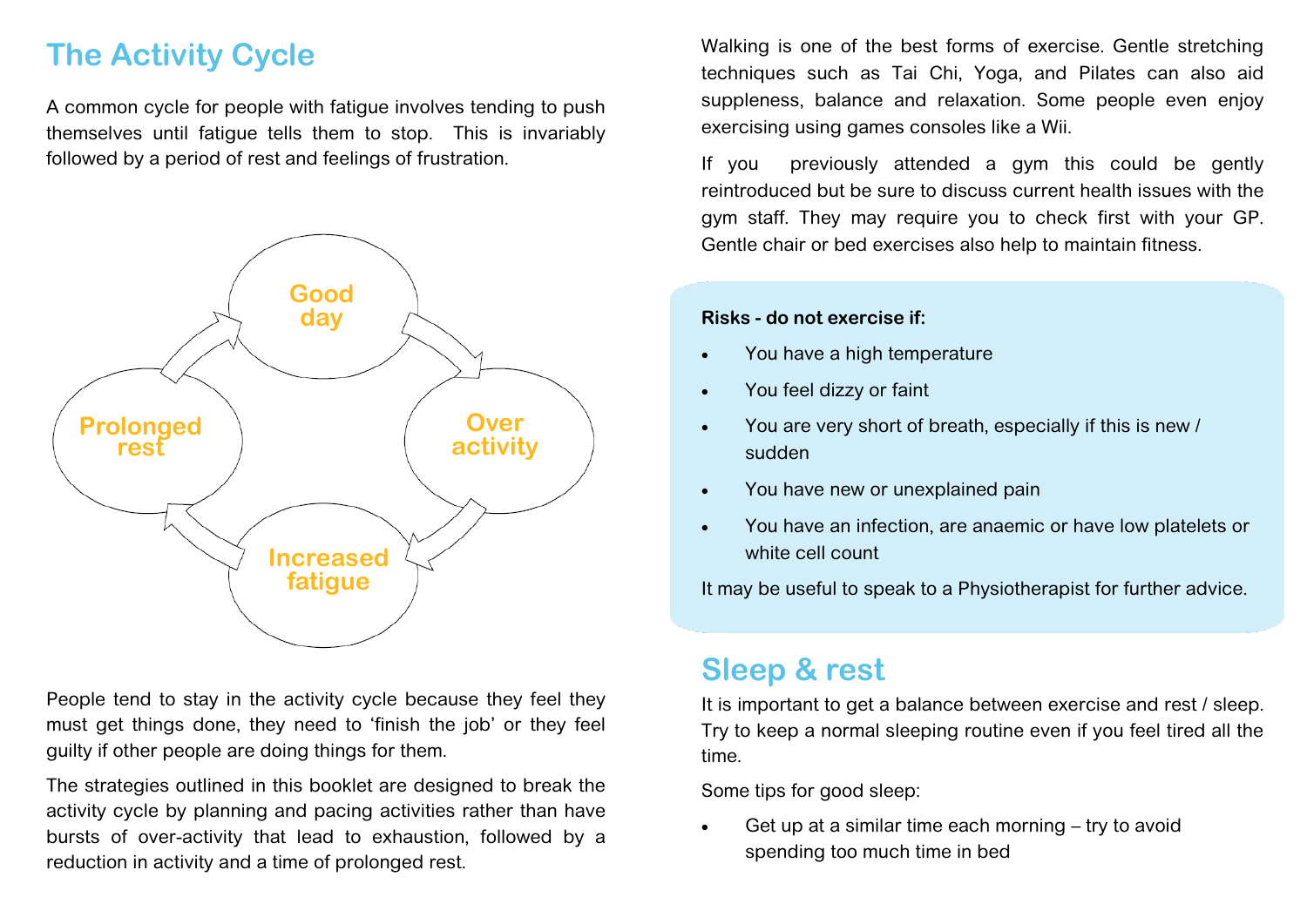## The Activity Cycle

A common cycle for people with fatigue involves tending to push themselves until fatigue tells them to stop. This is invariably followed by a period of rest and feelings of frustration.

Good day → Over activity → Increased fatigue → Prolonged rest → Good day

People tend to stay in the activity cycle because they feel they must get things done, they need to 'finish the job' or they feel guilty if other people are doing things for them.

The strategies outlined in this booklet are designed to break the activity cycle by planning and pacing activities rather than have bursts of over-activity that lead to exhaustion, followed by a reduction in activity and a time of prolonged rest.

Walking is one of the best forms of exercise. Gentle stretching techniques such as Tai Chi, Yoga, and Pilates can also aid suppleness, balance and relaxation. Some people even enjoy exercising using games consoles like a Wii.

If you previously attended a gym this could be gently reintroduced but be sure to discuss current health issues with the gym staff. They may require you to check first with your GP. Gentle chair or bed exercises also help to maintain fitness.

**Risks - do not exercise if:**

- You have a high temperature
- You feel dizzy or faint
- You are very short of breath, especially if this is new / sudden
- You have new or unexplained pain
- You have an infection, are anaemic or have low platelets or white cell count

It may be useful to speak to a Physiotherapist for further advice.

## Sleep & rest

It is important to get a balance between exercise and rest / sleep. Try to keep a normal sleeping routine even if you feel tired all the time.

Some tips for good sleep:

- Get up at a similar time each morning – try to avoid spending too much time in bed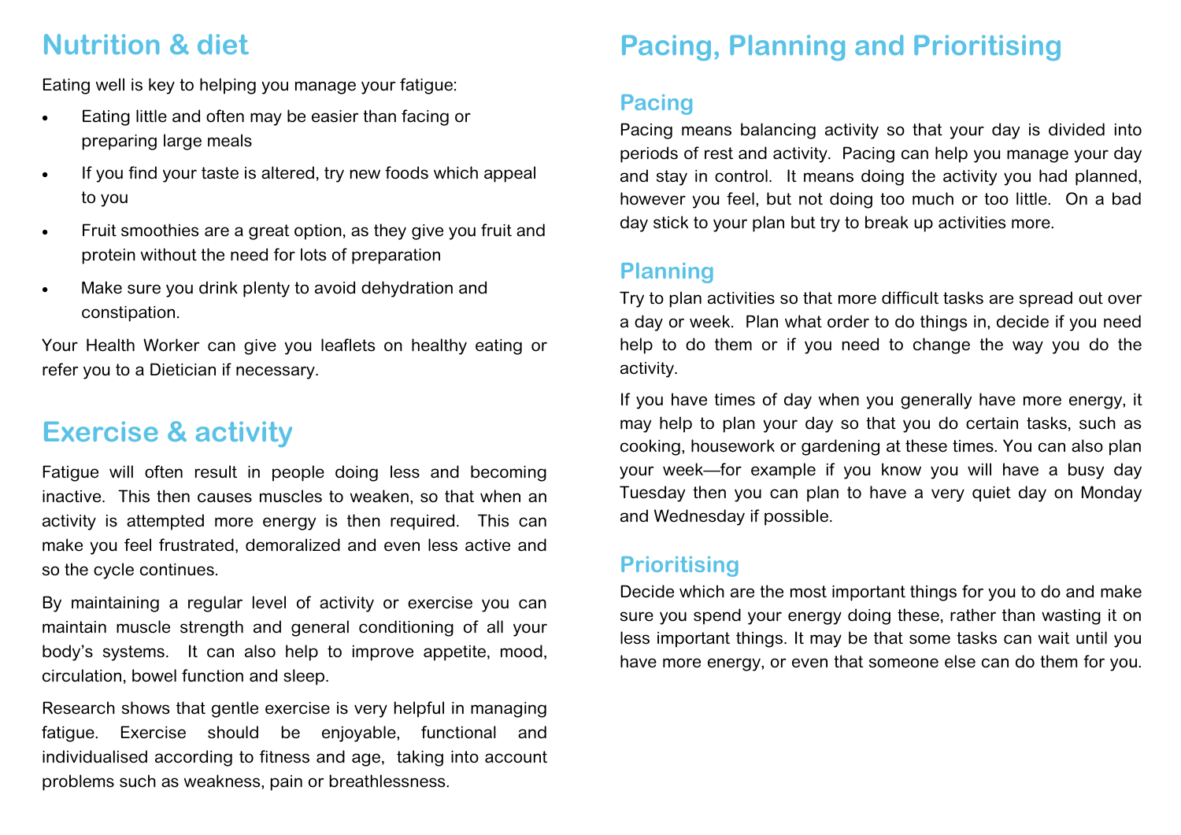## Nutrition & diet

Eating well is key to helping you manage your fatigue:

- Eating little and often may be easier than facing or preparing large meals
- If you find your taste is altered, try new foods which appeal to you
- Fruit smoothies are a great option, as they give you fruit and protein without the need for lots of preparation
- Make sure you drink plenty to avoid dehydration and constipation.

Your Health Worker can give you leaflets on healthy eating or refer you to a Dietician if necessary.

## Exercise & activity

Fatigue will often result in people doing less and becoming inactive. This then causes muscles to weaken, so that when an activity is attempted more energy is then required. This can make you feel frustrated, demoralized and even less active and so the cycle continues.

By maintaining a regular level of activity or exercise you can maintain muscle strength and general conditioning of all your body's systems. It can also help to improve appetite, mood, circulation, bowel function and sleep.

Research shows that gentle exercise is very helpful in managing fatigue. Exercise should be enjoyable, functional and individualised according to fitness and age, taking into account problems such as weakness, pain or breathlessness.

## Pacing, Planning and Prioritising

### Pacing

Pacing means balancing activity so that your day is divided into periods of rest and activity. Pacing can help you manage your day and stay in control. It means doing the activity you had planned, however you feel, but not doing too much or too little. On a bad day stick to your plan but try to break up activities more.

### Planning

Try to plan activities so that more difficult tasks are spread out over a day or week. Plan what order to do things in, decide if you need help to do them or if you need to change the way you do the activity.

If you have times of day when you generally have more energy, it may help to plan your day so that you do certain tasks, such as cooking, housework or gardening at these times. You can also plan your week—for example if you know you will have a busy day Tuesday then you can plan to have a very quiet day on Monday and Wednesday if possible.

### Prioritising

Decide which are the most important things for you to do and make sure you spend your energy doing these, rather than wasting it on less important things. It may be that some tasks can wait until you have more energy, or even that someone else can do them for you.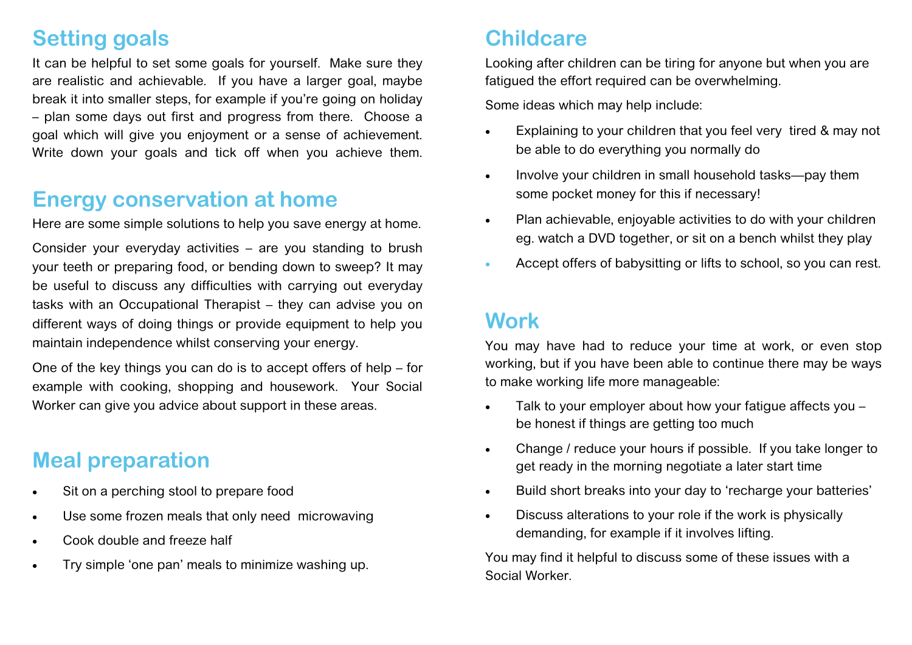## Setting goals

It can be helpful to set some goals for yourself. Make sure they are realistic and achievable. If you have a larger goal, maybe break it into smaller steps, for example if you're going on holiday – plan some days out first and progress from there. Choose a goal which will give you enjoyment or a sense of achievement. Write down your goals and tick off when you achieve them.

## Energy conservation at home

Here are some simple solutions to help you save energy at home.

Consider your everyday activities – are you standing to brush your teeth or preparing food, or bending down to sweep? It may be useful to discuss any difficulties with carrying out everyday tasks with an Occupational Therapist – they can advise you on different ways of doing things or provide equipment to help you maintain independence whilst conserving your energy.

One of the key things you can do is to accept offers of help – for example with cooking, shopping and housework. Your Social Worker can give you advice about support in these areas.

## Meal preparation

- Sit on a perching stool to prepare food
- Use some frozen meals that only need microwaving
- Cook double and freeze half
- Try simple 'one pan' meals to minimize washing up.

## Childcare

Looking after children can be tiring for anyone but when you are fatigued the effort required can be overwhelming.

Some ideas which may help include:

- Explaining to your children that you feel very tired & may not be able to do everything you normally do
- Involve your children in small household tasks—pay them some pocket money for this if necessary!
- Plan achievable, enjoyable activities to do with your children eg. watch a DVD together, or sit on a bench whilst they play
- Accept offers of babysitting or lifts to school, so you can rest.

## Work

You may have had to reduce your time at work, or even stop working, but if you have been able to continue there may be ways to make working life more manageable:

- Talk to your employer about how your fatigue affects you – be honest if things are getting too much
- Change / reduce your hours if possible. If you take longer to get ready in the morning negotiate a later start time
- Build short breaks into your day to 'recharge your batteries'
- Discuss alterations to your role if the work is physically demanding, for example if it involves lifting.

You may find it helpful to discuss some of these issues with a Social Worker.